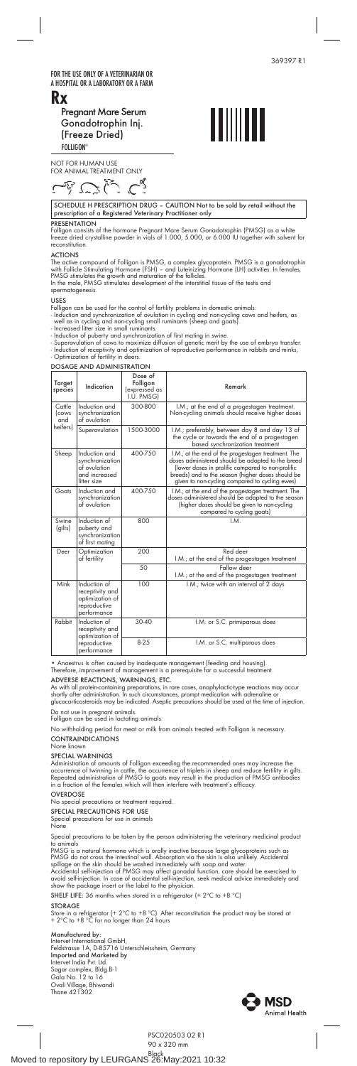369397 R1

FOR THE USE ONLY OF A VETERINARIAN OR A HOSPITAL OR A LABORATORY OR A FARM

# Rx

## Pregnant Mare Serum Gonadotrophin Inj. (Freeze Dried)

FOLLIGON®

NOT FOR HUMAN USE
FOR ANIMAL TREATMENT ONLY

SCHEDULE H PRESCRIPTION DRUG – CAUTION Not to be sold by retail without the prescription of a Registered Veterinary Practitioner only

### PRESENTATION

Folligon consists of the hormone Pregnant Mare Serum Gonadotrophin (PMSG) as a white freeze dried crystalline powder in vials of 1.000, 5.000, or 6.000 IU together with solvent for reconstitution.

### ACTIONS

The active compound of Folligon is PMSG, a complex glycoprotein. PMSG is a gonadotrophin with Follicle Stimulating Hormone (FSH) – and Luteinizing Hormone (LH) activities. In females, PMSG stimulates the growth and maturation of the follicles.
In the male, PMSG stimulates development of the interstitial tissue of the testis and spermatogenesis.

### USES

Folligon can be used for the control of fertility problems in domestic animals:

- Induction and synchronization of ovulation in cycling and non-cycling cows and heifers, as well as in cycling and non-cycling small ruminants (sheep and goats).
- Increased litter size in small ruminants.
- Induction of puberty and synchronization of first mating in swine.
- Superovulation of cows to maximize diffusion of genetic merit by the use of embryo transfer.
- Induction of receptivity and optimization of reproductive performance in rabbits and minks.
- Optimization of fertility in deers.

### DOSAGE AND ADMINISTRATION

| Target species | Indication | Dose of Folligon (expressed as I.U. PMSG) | Remark |
|---|---|---|---|
| Cattle (cows and heifers) | Induction and synchronization of ovulation | 300-800 | I.M.; at the end of a progestagen treatment. Non-cycling animals should receive higher doses |
| | Superovulation | 1500-3000 | I.M.; preferably, between day 8 and day 13 of the cycle or towards the end of a progestagen based synchronization treatment |
| Sheep | Induction and synchronization of ovulation and increased litter size | 400-750 | I.M.; at the end of the progestagen treatment. The doses administered should be adapted to the breed (lower doses in prolific compared to non-prolific breeds) and to the season (higher doses should be given to non-cycling compared to cycling ewes) |
| Goats | Induction and synchronization of ovulation | 400-750 | I.M.; at the end of the progestagen treatment. The doses administered should be adapted to the season (higher doses should be given to non-cycling compared to cycling goats) |
| Swine (gilts) | Induction of puberty and synchronization of first mating | 800 | I.M. |
| Deer | Optimization of fertility | 200 | Red deer<br>I.M.; at the end of the progestagen treatment |
| | | 50 | Fallow deer<br>I.M.; at the end of the progestagen treatment |
| Mink | Induction of receptivity and optimization of reproductive performance | 100 | I.M.; twice with an interval of 2 days |
| Rabbit | Induction of receptivity and optimization of reproductive performance | 30-40 | I.M. or S.C. primiparous does |
| | | 8-25 | I.M. or S.C. multiparous does |

• Anoestrus is often caused by inadequate management (feeding and housing).
Therefore, improvement of management is a prerequisite for a successful treatment.

### ADVERSE REACTIONS, WARNINGS, ETC.

As with all protein-containing preparations, in rare cases, anaphylactic-type reactions may occur shortly after administration. In such circumstances, prompt medication with adrenaline or glucocorticosteroids may be indicated. Aseptic precautions should be used at the time of injection.

Do not use in pregnant animals.
Folligon can be used in lactating animals.

No withholding period for meat or milk from animals treated with Folligon is necessary.

### CONTRAINDICATIONS

None known

### SPECIAL WARNINGS

Administration of amounts of Folligon exceeding the recommended ones may increase the occurrence of twinning in cattle, the occurrence of triplets in sheep and reduce fertility in gilts. Repeated administration of PMSG to goats may result in the production of PMSG antibodies in a fraction of the females which will then interfere with treatment's efficacy.

### OVERDOSE

No special precautions or treatment required.

### SPECIAL PRECAUTIONS FOR USE

Special precautions for use in animals
None

Special precautions to be taken by the person administering the veterinary medicinal product to animals
PMSG is a natural hormone which is orally inactive because large glycoproteins such as PMSG do not cross the intestinal wall. Absorption via the skin is also unlikely. Accidental spillage on the skin should be washed immediately with soap and water.
Accidental self-injection of PMSG may affect gonadal function, care should be exercised to avoid self-injection. In case of accidental self-injection, seek medical advice immediately and show the package insert or the label to the physician.

SHELF LIFE: 36 months when stored in a refrigerator (+ 2°C to +8 °C)

### STORAGE

Store in a refrigerator (+ 2°C to +8 °C). After reconstitution the product may be stored at + 2°C to +8 °C for no longer than 24 hours

**Manufactured by:**
Intervet International GmbH,
Feldstrasse 1A, D-85716 Unterschleissheim, Germany
**Imported and Marketed by**
Intervet India Pvt. Ltd.
Sagar complex, Bldg.B-1
Gala No. 12 to 16
Ovali Village, Bhiwandi
Thane 421302

MSD Animal Health

PSC020503 02 R1
90 x 320 mm
Black

Moved to repository by LEURGANS 26:May:2021 10:32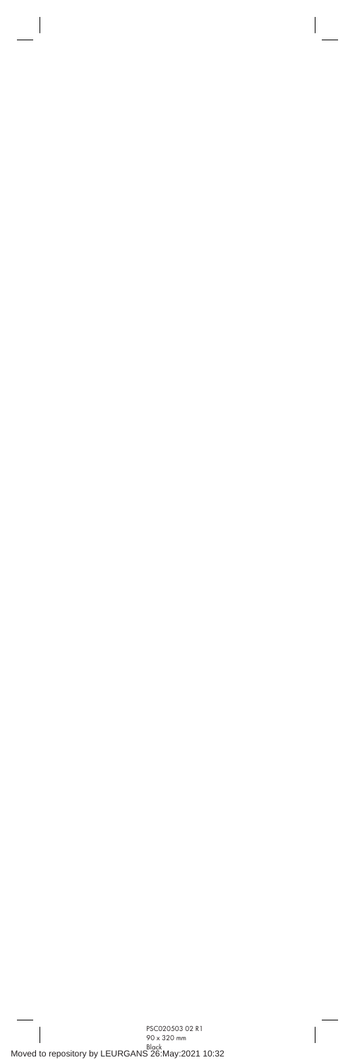PSC020503 02 R1

90 x 320 mm

Black

Moved to repository by LEURGANS 26:May:2021 10:32